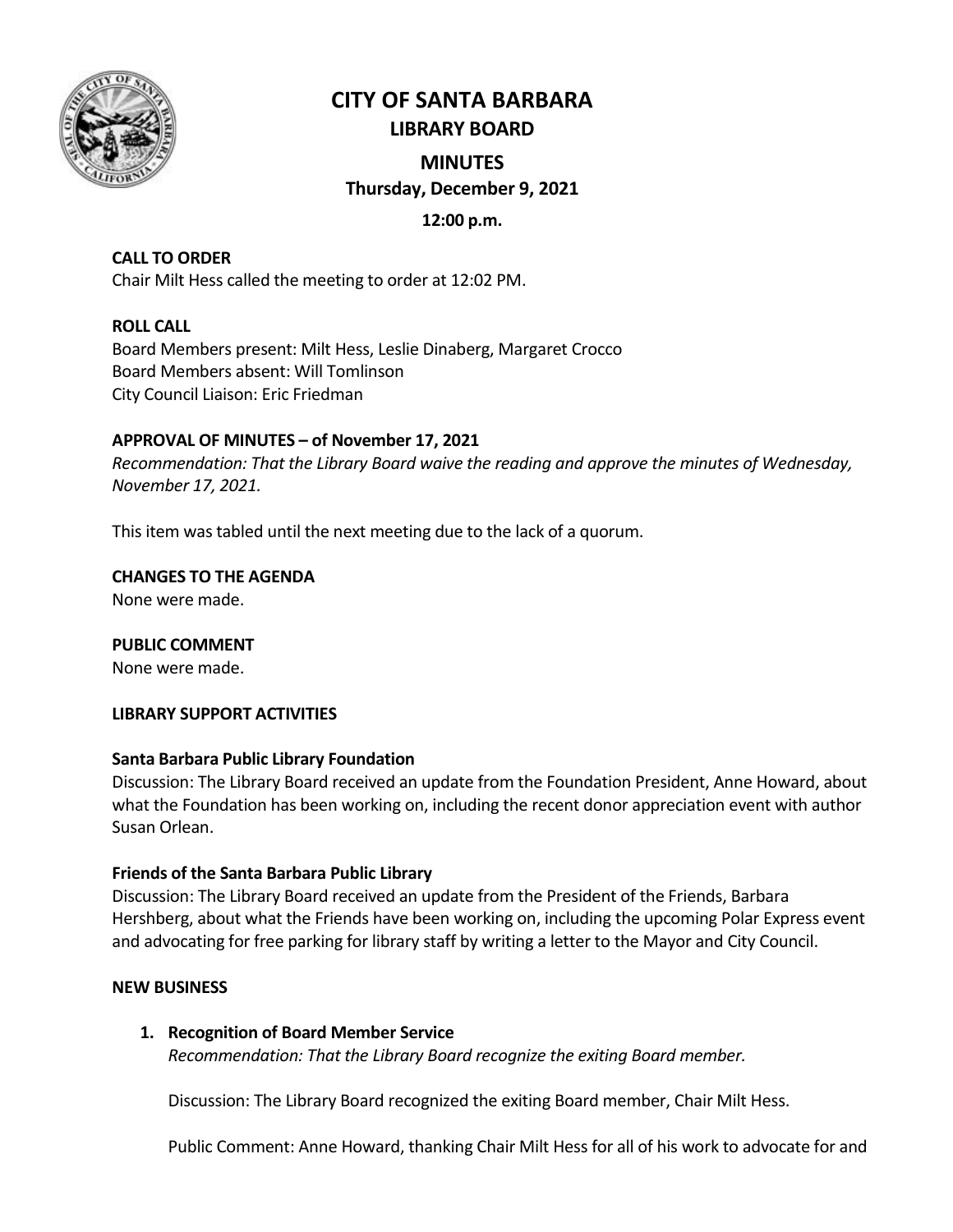# CITY OF SANTA BARBARA

## LIBRARY BOARD

## MINUTES

**Thursday, December 9, 2021**

**12:00 p.m.**

**CALL TO ORDER**
Chair Milt Hess called the meeting to order at 12:02 PM.

**ROLL CALL**
Board Members present: Milt Hess, Leslie Dinaberg, Margaret Crocco
Board Members absent: Will Tomlinson
City Council Liaison: Eric Friedman

**APPROVAL OF MINUTES – of November 17, 2021**
*Recommendation: That the Library Board waive the reading and approve the minutes of Wednesday, November 17, 2021.*

This item was tabled until the next meeting due to the lack of a quorum.

**CHANGES TO THE AGENDA**
None were made.

**PUBLIC COMMENT**
None were made.

**LIBRARY SUPPORT ACTIVITIES**

**Santa Barbara Public Library Foundation**
Discussion: The Library Board received an update from the Foundation President, Anne Howard, about what the Foundation has been working on, including the recent donor appreciation event with author Susan Orlean.

**Friends of the Santa Barbara Public Library**
Discussion: The Library Board received an update from the President of the Friends, Barbara Hershberg, about what the Friends have been working on, including the upcoming Polar Express event and advocating for free parking for library staff by writing a letter to the Mayor and City Council.

**NEW BUSINESS**

1. **Recognition of Board Member Service**
   *Recommendation: That the Library Board recognize the exiting Board member.*

   Discussion: The Library Board recognized the exiting Board member, Chair Milt Hess.

   Public Comment: Anne Howard, thanking Chair Milt Hess for all of his work to advocate for and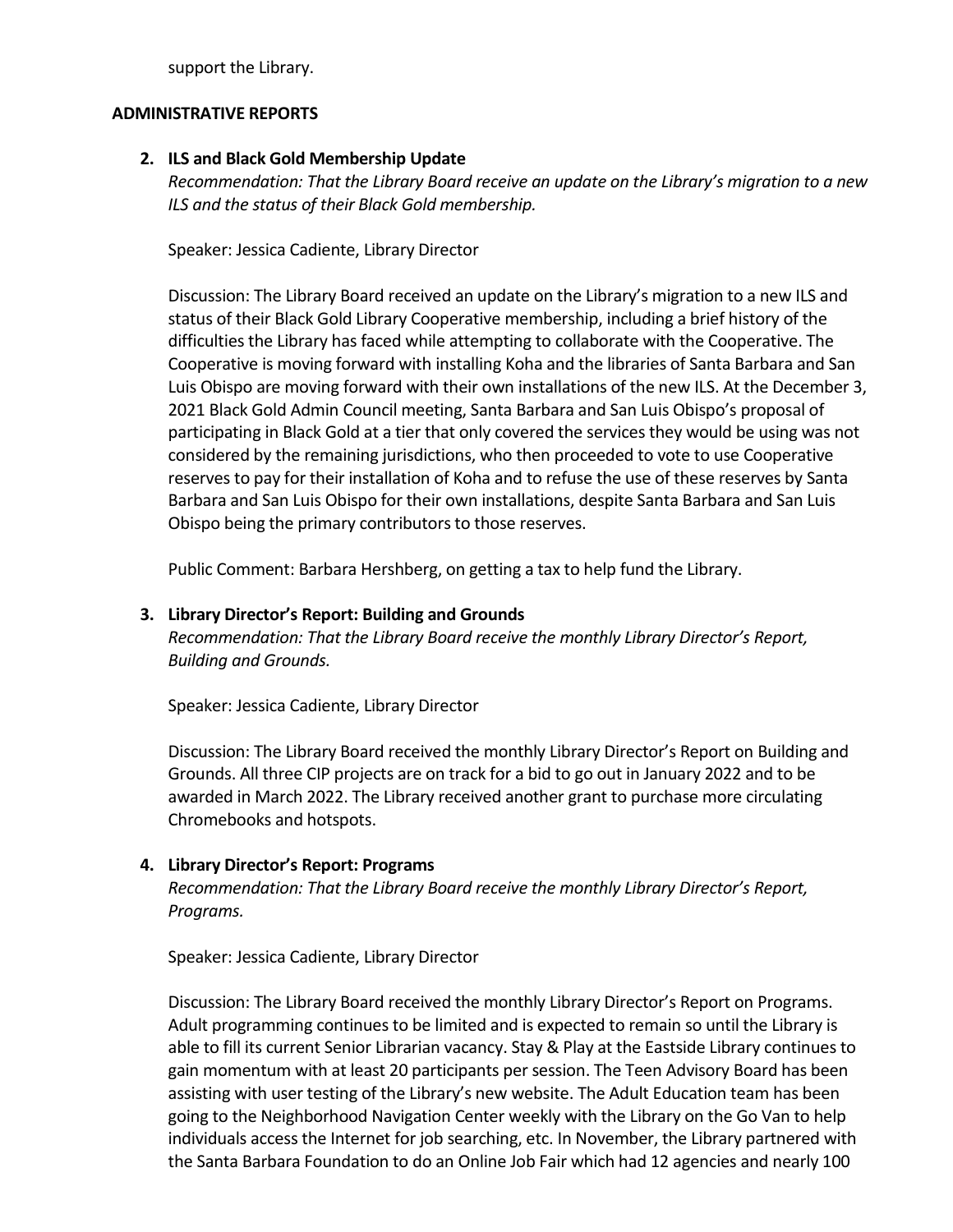support the Library.

**ADMINISTRATIVE REPORTS**

2. **ILS and Black Gold Membership Update**
   *Recommendation: That the Library Board receive an update on the Library's migration to a new ILS and the status of their Black Gold membership.*

   Speaker: Jessica Cadiente, Library Director

   Discussion: The Library Board received an update on the Library's migration to a new ILS and status of their Black Gold Library Cooperative membership, including a brief history of the difficulties the Library has faced while attempting to collaborate with the Cooperative. The Cooperative is moving forward with installing Koha and the libraries of Santa Barbara and San Luis Obispo are moving forward with their own installations of the new ILS. At the December 3, 2021 Black Gold Admin Council meeting, Santa Barbara and San Luis Obispo's proposal of participating in Black Gold at a tier that only covered the services they would be using was not considered by the remaining jurisdictions, who then proceeded to vote to use Cooperative reserves to pay for their installation of Koha and to refuse the use of these reserves by Santa Barbara and San Luis Obispo for their own installations, despite Santa Barbara and San Luis Obispo being the primary contributors to those reserves.

   Public Comment: Barbara Hershberg, on getting a tax to help fund the Library.

3. **Library Director's Report: Building and Grounds**
   *Recommendation: That the Library Board receive the monthly Library Director's Report, Building and Grounds.*

   Speaker: Jessica Cadiente, Library Director

   Discussion: The Library Board received the monthly Library Director's Report on Building and Grounds. All three CIP projects are on track for a bid to go out in January 2022 and to be awarded in March 2022. The Library received another grant to purchase more circulating Chromebooks and hotspots.

4. **Library Director's Report: Programs**
   *Recommendation: That the Library Board receive the monthly Library Director's Report, Programs.*

   Speaker: Jessica Cadiente, Library Director

   Discussion: The Library Board received the monthly Library Director's Report on Programs. Adult programming continues to be limited and is expected to remain so until the Library is able to fill its current Senior Librarian vacancy. Stay & Play at the Eastside Library continues to gain momentum with at least 20 participants per session. The Teen Advisory Board has been assisting with user testing of the Library's new website. The Adult Education team has been going to the Neighborhood Navigation Center weekly with the Library on the Go Van to help individuals access the Internet for job searching, etc. In November, the Library partnered with the Santa Barbara Foundation to do an Online Job Fair which had 12 agencies and nearly 100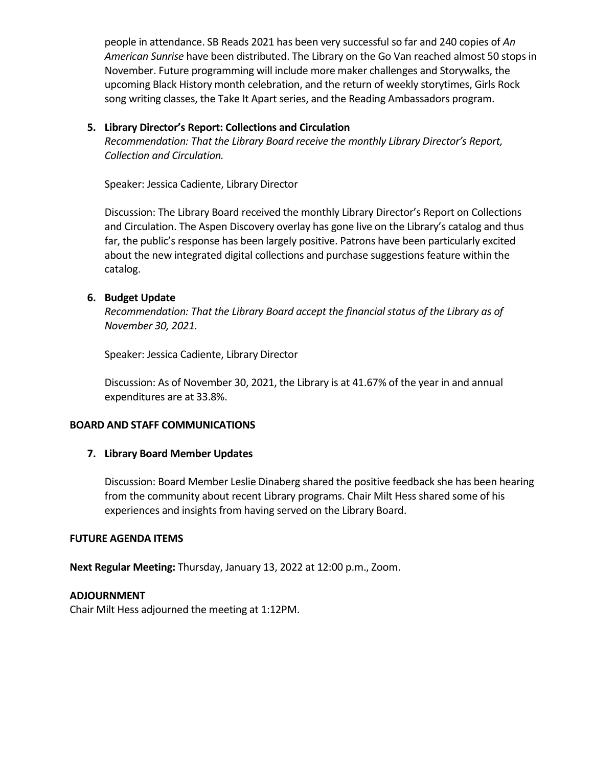people in attendance. SB Reads 2021 has been very successful so far and 240 copies of *An American Sunrise* have been distributed. The Library on the Go Van reached almost 50 stops in November. Future programming will include more maker challenges and Storywalks, the upcoming Black History month celebration, and the return of weekly storytimes, Girls Rock song writing classes, the Take It Apart series, and the Reading Ambassadors program.

5. **Library Director's Report: Collections and Circulation**

   *Recommendation: That the Library Board receive the monthly Library Director's Report, Collection and Circulation.*

   Speaker: Jessica Cadiente, Library Director

   Discussion: The Library Board received the monthly Library Director's Report on Collections and Circulation. The Aspen Discovery overlay has gone live on the Library's catalog and thus far, the public's response has been largely positive. Patrons have been particularly excited about the new integrated digital collections and purchase suggestions feature within the catalog.

6. **Budget Update**

   *Recommendation: That the Library Board accept the financial status of the Library as of November 30, 2021.*

   Speaker: Jessica Cadiente, Library Director

   Discussion: As of November 30, 2021, the Library is at 41.67% of the year in and annual expenditures are at 33.8%.

**BOARD AND STAFF COMMUNICATIONS**

7. **Library Board Member Updates**

   Discussion: Board Member Leslie Dinaberg shared the positive feedback she has been hearing from the community about recent Library programs. Chair Milt Hess shared some of his experiences and insights from having served on the Library Board.

**FUTURE AGENDA ITEMS**

**Next Regular Meeting:** Thursday, January 13, 2022 at 12:00 p.m., Zoom.

**ADJOURNMENT**

Chair Milt Hess adjourned the meeting at 1:12PM.